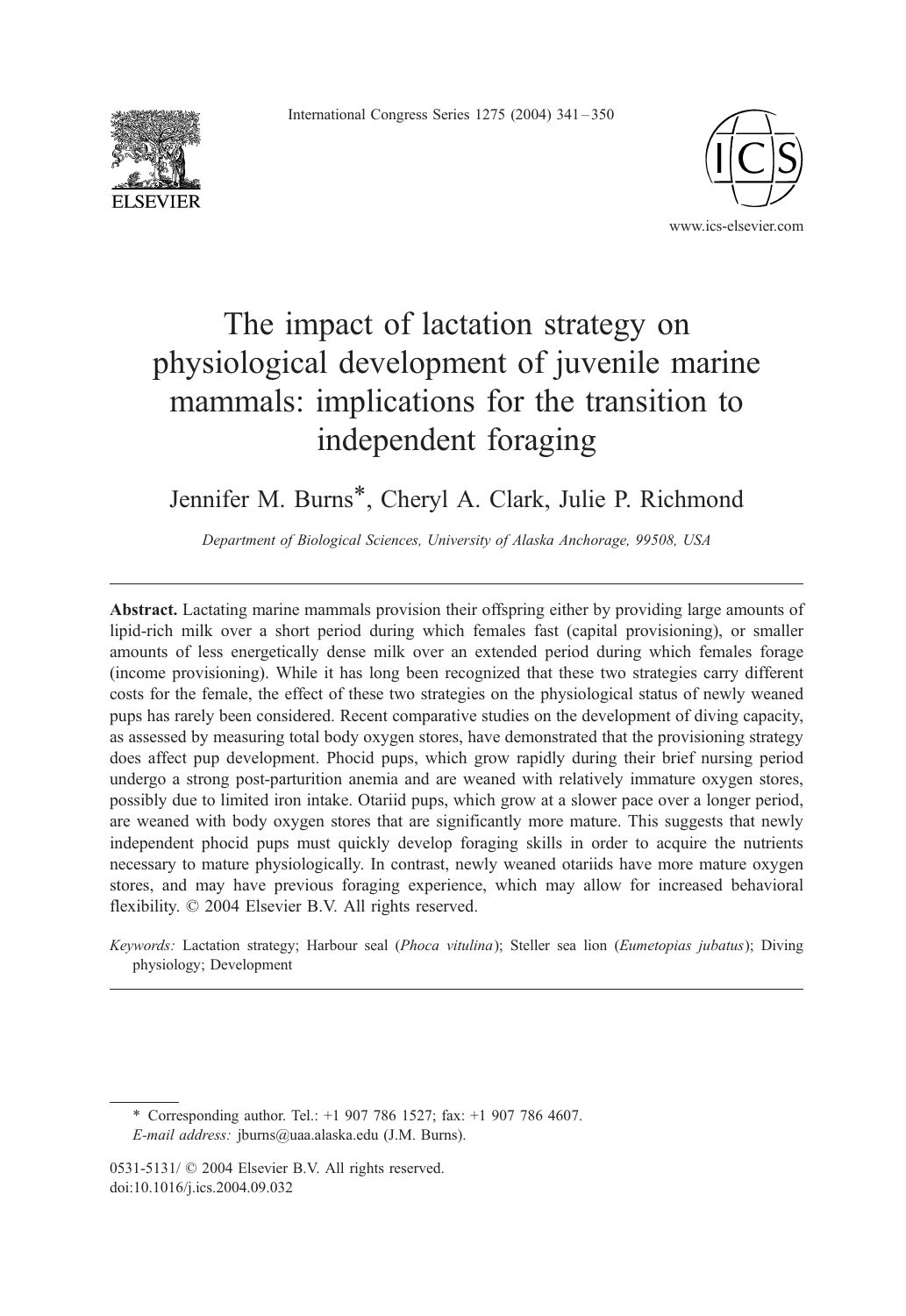# The impact of lactation strategy on physiological development of juvenile marine mammals: implications for the transition to independent foraging

Jennifer M. Burns*, Cheryl A. Clark, Julie P. Richmond

*Department of Biological Sciences, University of Alaska Anchorage, 99508, USA*

**Abstract.** Lactating marine mammals provision their offspring either by providing large amounts of lipid-rich milk over a short period during which females fast (capital provisioning), or smaller amounts of less energetically dense milk over an extended period during which females forage (income provisioning). While it has long been recognized that these two strategies carry different costs for the female, the effect of these two strategies on the physiological status of newly weaned pups has rarely been considered. Recent comparative studies on the development of diving capacity, as assessed by measuring total body oxygen stores, have demonstrated that the provisioning strategy does affect pup development. Phocid pups, which grow rapidly during their brief nursing period undergo a strong post-parturition anemia and are weaned with relatively immature oxygen stores, possibly due to limited iron intake. Otariid pups, which grow at a slower pace over a longer period, are weaned with body oxygen stores that are significantly more mature. This suggests that newly independent phocid pups must quickly develop foraging skills in order to acquire the nutrients necessary to mature physiologically. In contrast, newly weaned otariids have more mature oxygen stores, and may have previous foraging experience, which may allow for increased behavioral flexibility. © 2004 Elsevier B.V. All rights reserved.

*Keywords:* Lactation strategy; Harbour seal (*Phoca vitulina*); Steller sea lion (*Eumetopias jubatus*); Diving physiology; Development

---

* Corresponding author. Tel.: +1 907 786 1527; fax: +1 907 786 4607.
*E-mail address:* jburns@uaa.alaska.edu (J.M. Burns).

0531-5131/ © 2004 Elsevier B.V. All rights reserved.
doi:10.1016/j.ics.2004.09.032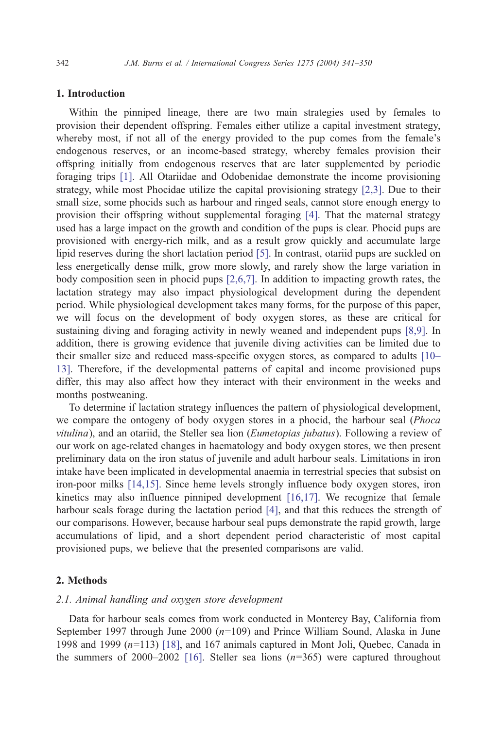## 1. Introduction

Within the pinniped lineage, there are two main strategies used by females to provision their dependent offspring. Females either utilize a capital investment strategy, whereby most, if not all of the energy provided to the pup comes from the female's endogenous reserves, or an income-based strategy, whereby females provision their offspring initially from endogenous reserves that are later supplemented by periodic foraging trips [1]. All Otariidae and Odobenidae demonstrate the income provisioning strategy, while most Phocidae utilize the capital provisioning strategy [2,3]. Due to their small size, some phocids such as harbour and ringed seals, cannot store enough energy to provision their offspring without supplemental foraging [4]. That the maternal strategy used has a large impact on the growth and condition of the pups is clear. Phocid pups are provisioned with energy-rich milk, and as a result grow quickly and accumulate large lipid reserves during the short lactation period [5]. In contrast, otariid pups are suckled on less energetically dense milk, grow more slowly, and rarely show the large variation in body composition seen in phocid pups [2,6,7]. In addition to impacting growth rates, the lactation strategy may also impact physiological development during the dependent period. While physiological development takes many forms, for the purpose of this paper, we will focus on the development of body oxygen stores, as these are critical for sustaining diving and foraging activity in newly weaned and independent pups [8,9]. In addition, there is growing evidence that juvenile diving activities can be limited due to their smaller size and reduced mass-specific oxygen stores, as compared to adults [10–13]. Therefore, if the developmental patterns of capital and income provisioned pups differ, this may also affect how they interact with their environment in the weeks and months postweaning.

To determine if lactation strategy influences the pattern of physiological development, we compare the ontogeny of body oxygen stores in a phocid, the harbour seal (*Phoca vitulina*), and an otariid, the Steller sea lion (*Eumetopias jubatus*). Following a review of our work on age-related changes in haematology and body oxygen stores, we then present preliminary data on the iron status of juvenile and adult harbour seals. Limitations in iron intake have been implicated in developmental anaemia in terrestrial species that subsist on iron-poor milks [14,15]. Since heme levels strongly influence body oxygen stores, iron kinetics may also influence pinniped development [16,17]. We recognize that female harbour seals forage during the lactation period [4], and that this reduces the strength of our comparisons. However, because harbour seal pups demonstrate the rapid growth, large accumulations of lipid, and a short dependent period characteristic of most capital provisioned pups, we believe that the presented comparisons are valid.

## 2. Methods

### 2.1. Animal handling and oxygen store development

Data for harbour seals comes from work conducted in Monterey Bay, California from September 1997 through June 2000 ($n$=109) and Prince William Sound, Alaska in June 1998 and 1999 ($n$=113) [18], and 167 animals captured in Mont Joli, Quebec, Canada in the summers of 2000–2002 [16]. Steller sea lions ($n$=365) were captured throughout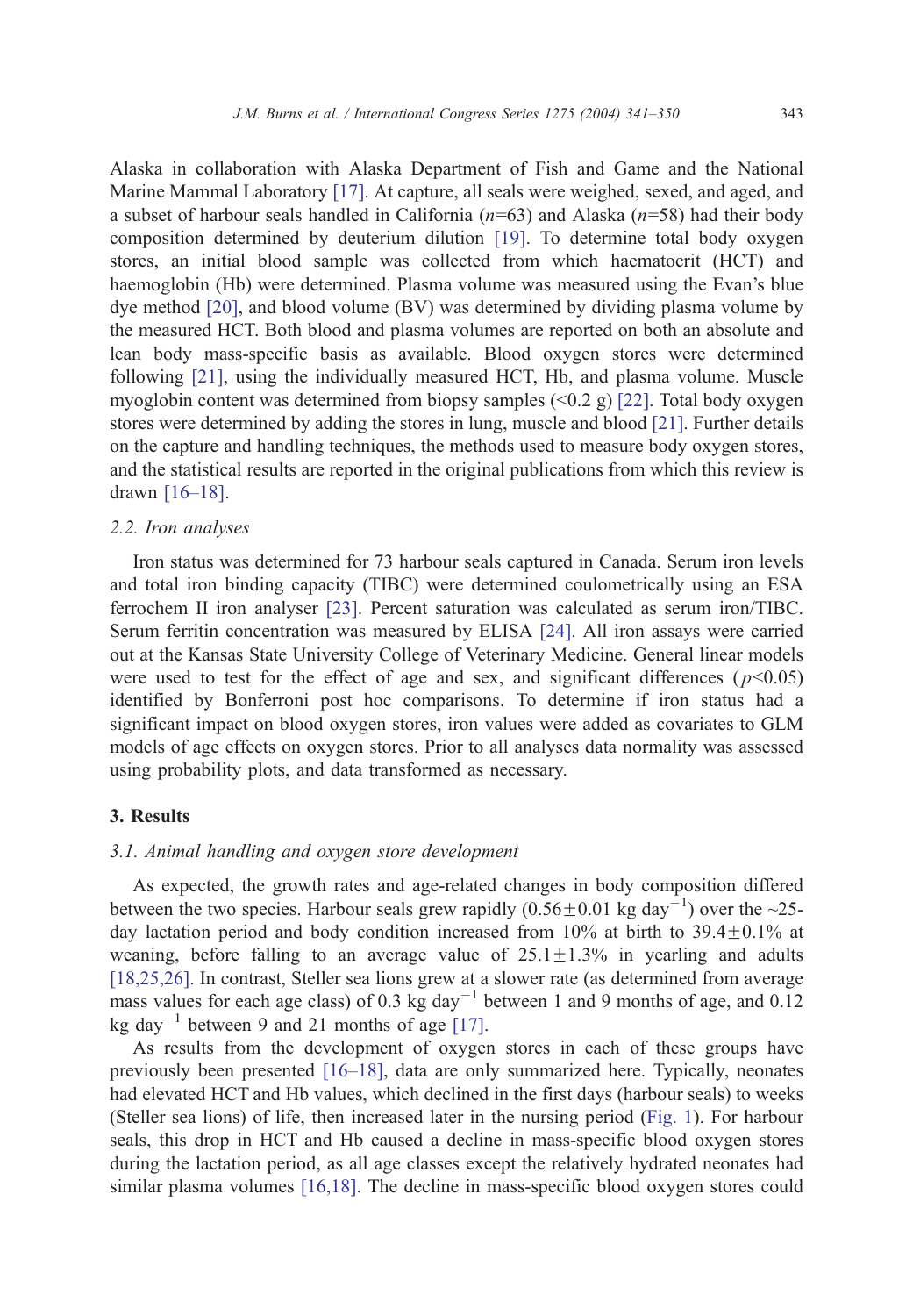Alaska in collaboration with Alaska Department of Fish and Game and the National Marine Mammal Laboratory [17]. At capture, all seals were weighed, sexed, and aged, and a subset of harbour seals handled in California ($n$=63) and Alaska ($n$=58) had their body composition determined by deuterium dilution [19]. To determine total body oxygen stores, an initial blood sample was collected from which haematocrit (HCT) and haemoglobin (Hb) were determined. Plasma volume was measured using the Evan's blue dye method [20], and blood volume (BV) was determined by dividing plasma volume by the measured HCT. Both blood and plasma volumes are reported on both an absolute and lean body mass-specific basis as available. Blood oxygen stores were determined following [21], using the individually measured HCT, Hb, and plasma volume. Muscle myoglobin content was determined from biopsy samples (<0.2 g) [22]. Total body oxygen stores were determined by adding the stores in lung, muscle and blood [21]. Further details on the capture and handling techniques, the methods used to measure body oxygen stores, and the statistical results are reported in the original publications from which this review is drawn [16–18].

### 2.2. Iron analyses

Iron status was determined for 73 harbour seals captured in Canada. Serum iron levels and total iron binding capacity (TIBC) were determined coulometrically using an ESA ferrochem II iron analyser [23]. Percent saturation was calculated as serum iron/TIBC. Serum ferritin concentration was measured by ELISA [24]. All iron assays were carried out at the Kansas State University College of Veterinary Medicine. General linear models were used to test for the effect of age and sex, and significant differences ($p<0.05$) identified by Bonferroni post hoc comparisons. To determine if iron status had a significant impact on blood oxygen stores, iron values were added as covariates to GLM models of age effects on oxygen stores. Prior to all analyses data normality was assessed using probability plots, and data transformed as necessary.

## 3. Results

### 3.1. Animal handling and oxygen store development

As expected, the growth rates and age-related changes in body composition differed between the two species. Harbour seals grew rapidly ($0.56\pm0.01$ kg day$^{-1}$) over the ~25-day lactation period and body condition increased from 10% at birth to $39.4\pm0.1$% at weaning, before falling to an average value of $25.1\pm1.3$% in yearling and adults [18,25,26]. In contrast, Steller sea lions grew at a slower rate (as determined from average mass values for each age class) of 0.3 kg day$^{-1}$ between 1 and 9 months of age, and 0.12 kg day$^{-1}$ between 9 and 21 months of age [17].

As results from the development of oxygen stores in each of these groups have previously been presented [16–18], data are only summarized here. Typically, neonates had elevated HCT and Hb values, which declined in the first days (harbour seals) to weeks (Steller sea lions) of life, then increased later in the nursing period (Fig. 1). For harbour seals, this drop in HCT and Hb caused a decline in mass-specific blood oxygen stores during the lactation period, as all age classes except the relatively hydrated neonates had similar plasma volumes [16,18]. The decline in mass-specific blood oxygen stores could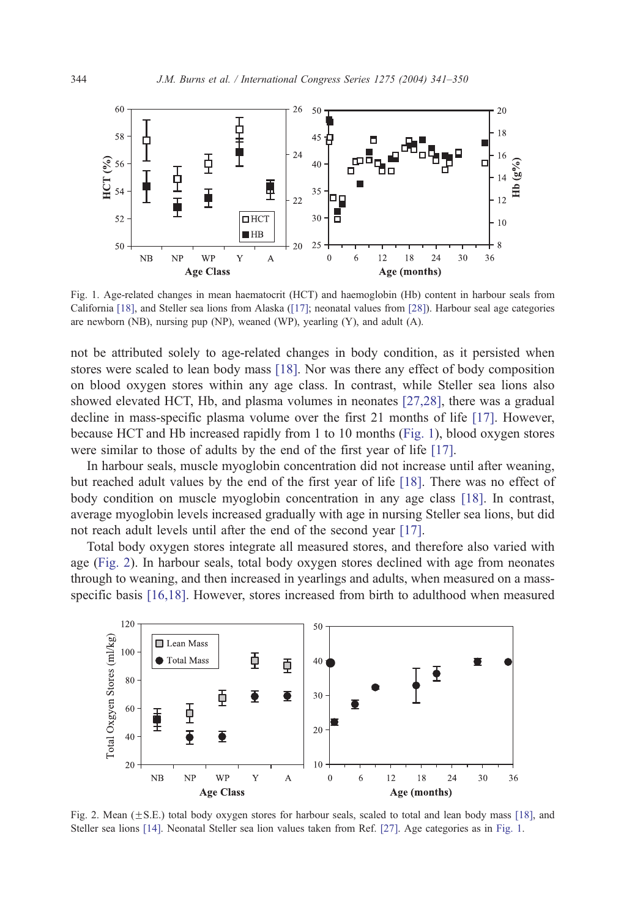Fig. 1. Age-related changes in mean haematocrit (HCT) and haemoglobin (Hb) content in harbour seals from California [18], and Steller sea lions from Alaska ([17]; neonatal values from [28]). Harbour seal age categories are newborn (NB), nursing pup (NP), weaned (WP), yearling (Y), and adult (A).

not be attributed solely to age-related changes in body condition, as it persisted when stores were scaled to lean body mass [18]. Nor was there any effect of body composition on blood oxygen stores within any age class. In contrast, while Steller sea lions also showed elevated HCT, Hb, and plasma volumes in neonates [27,28], there was a gradual decline in mass-specific plasma volume over the first 21 months of life [17]. However, because HCT and Hb increased rapidly from 1 to 10 months (Fig. 1), blood oxygen stores were similar to those of adults by the end of the first year of life [17].

In harbour seals, muscle myoglobin concentration did not increase until after weaning, but reached adult values by the end of the first year of life [18]. There was no effect of body condition on muscle myoglobin concentration in any age class [18]. In contrast, average myoglobin levels increased gradually with age in nursing Steller sea lions, but did not reach adult levels until after the end of the second year [17].

Total body oxygen stores integrate all measured stores, and therefore also varied with age (Fig. 2). In harbour seals, total body oxygen stores declined with age from neonates through to weaning, and then increased in yearlings and adults, when measured on a mass-specific basis [16,18]. However, stores increased from birth to adulthood when measured

Fig. 2. Mean (±S.E.) total body oxygen stores for harbour seals, scaled to total and lean body mass [18], and Steller sea lions [14]. Neonatal Steller sea lion values taken from Ref. [27]. Age categories as in Fig. 1.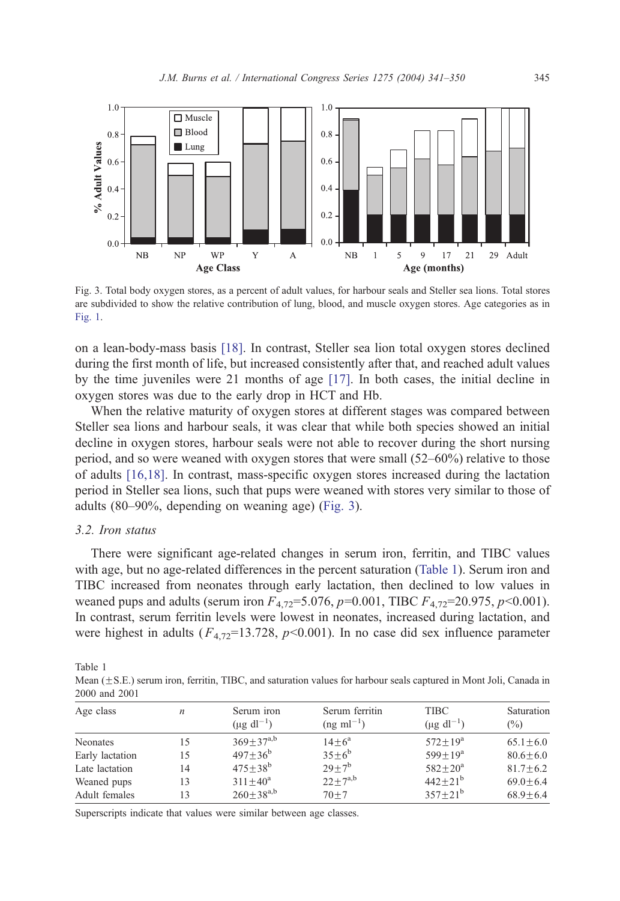Fig. 3. Total body oxygen stores, as a percent of adult values, for harbour seals and Steller sea lions. Total stores are subdivided to show the relative contribution of lung, blood, and muscle oxygen stores. Age categories as in Fig. 1.

on a lean-body-mass basis [18]. In contrast, Steller sea lion total oxygen stores declined during the first month of life, but increased consistently after that, and reached adult values by the time juveniles were 21 months of age [17]. In both cases, the initial decline in oxygen stores was due to the early drop in HCT and Hb.

When the relative maturity of oxygen stores at different stages was compared between Steller sea lions and harbour seals, it was clear that while both species showed an initial decline in oxygen stores, harbour seals were not able to recover during the short nursing period, and so were weaned with oxygen stores that were small (52–60%) relative to those of adults [16,18]. In contrast, mass-specific oxygen stores increased during the lactation period in Steller sea lions, such that pups were weaned with stores very similar to those of adults (80–90%, depending on weaning age) (Fig. 3).

### 3.2. Iron status

There were significant age-related changes in serum iron, ferritin, and TIBC values with age, but no age-related differences in the percent saturation (Table 1). Serum iron and TIBC increased from neonates through early lactation, then declined to low values in weaned pups and adults (serum iron $F_{4,72}$=5.076, $p$=0.001, TIBC $F_{4,72}$=20.975, $p$<0.001). In contrast, serum ferritin levels were lowest in neonates, increased during lactation, and were highest in adults ($F_{4,72}$=13.728, $p$<0.001). In no case did sex influence parameter

Table 1
Mean (±S.E.) serum iron, ferritin, TIBC, and saturation values for harbour seals captured in Mont Joli, Canada in 2000 and 2001

| Age class | $n$ | Serum iron ($\mu g\ dl^{-1}$) | Serum ferritin ($ng\ ml^{-1}$) | TIBC ($\mu g\ dl^{-1}$) | Saturation (%) |
|---|---|---|---|---|---|
| Neonates | 15 | $369\pm37^{a,b}$ | $14\pm6^{a}$ | $572\pm19^{a}$ | 65.1±6.0 |
| Early lactation | 15 | $497\pm36^{b}$ | $35\pm6^{b}$ | $599\pm19^{a}$ | 80.6±6.0 |
| Late lactation | 14 | $475\pm38^{b}$ | $29\pm7^{b}$ | $582\pm20^{a}$ | 81.7±6.2 |
| Weaned pups | 13 | $311\pm40^{a}$ | $22\pm7^{a,b}$ | $442\pm21^{b}$ | 69.0±6.4 |
| Adult females | 13 | $260\pm38^{a,b}$ | 70±7 | $357\pm21^{b}$ | 68.9±6.4 |

Superscripts indicate that values were similar between age classes.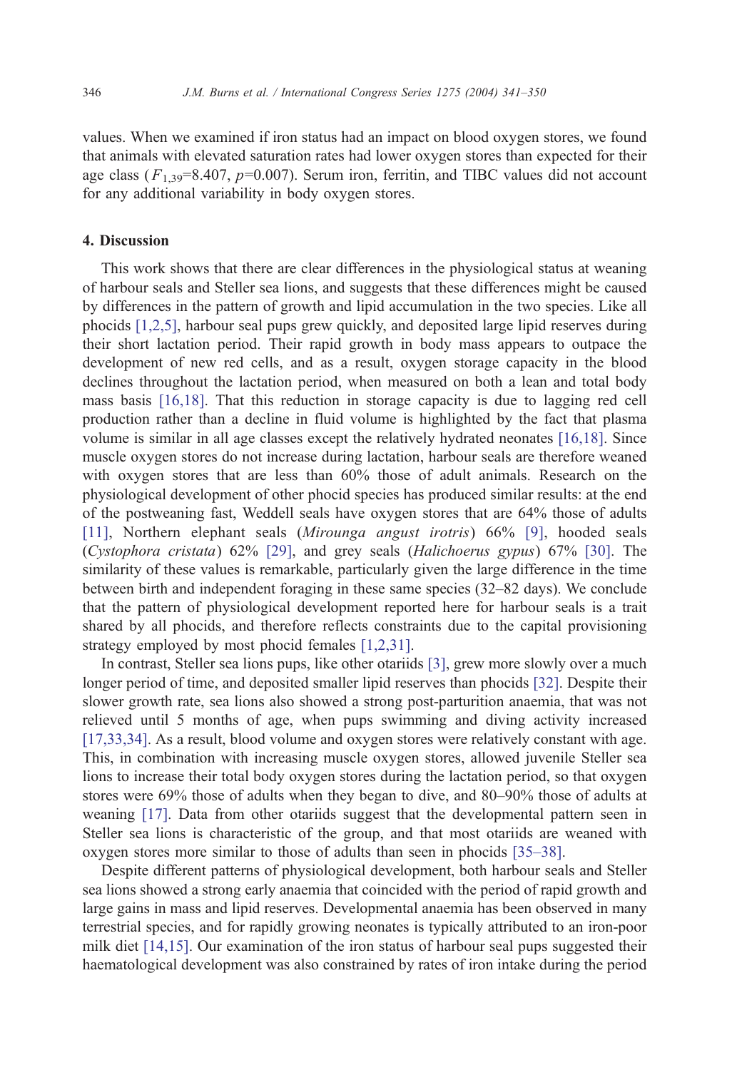values. When we examined if iron status had an impact on blood oxygen stores, we found that animals with elevated saturation rates had lower oxygen stores than expected for their age class ($F_{1,39}$=8.407, $p$=0.007). Serum iron, ferritin, and TIBC values did not account for any additional variability in body oxygen stores.

## 4. Discussion

This work shows that there are clear differences in the physiological status at weaning of harbour seals and Steller sea lions, and suggests that these differences might be caused by differences in the pattern of growth and lipid accumulation in the two species. Like all phocids [1,2,5], harbour seal pups grew quickly, and deposited large lipid reserves during their short lactation period. Their rapid growth in body mass appears to outpace the development of new red cells, and as a result, oxygen storage capacity in the blood declines throughout the lactation period, when measured on both a lean and total body mass basis [16,18]. That this reduction in storage capacity is due to lagging red cell production rather than a decline in fluid volume is highlighted by the fact that plasma volume is similar in all age classes except the relatively hydrated neonates [16,18]. Since muscle oxygen stores do not increase during lactation, harbour seals are therefore weaned with oxygen stores that are less than 60% those of adult animals. Research on the physiological development of other phocid species has produced similar results: at the end of the postweaning fast, Weddell seals have oxygen stores that are 64% those of adults [11], Northern elephant seals (*Mirounga angust irotris*) 66% [9], hooded seals (*Cystophora cristata*) 62% [29], and grey seals (*Halichoerus gypus*) 67% [30]. The similarity of these values is remarkable, particularly given the large difference in the time between birth and independent foraging in these same species (32–82 days). We conclude that the pattern of physiological development reported here for harbour seals is a trait shared by all phocids, and therefore reflects constraints due to the capital provisioning strategy employed by most phocid females [1,2,31].

In contrast, Steller sea lions pups, like other otariids [3], grew more slowly over a much longer period of time, and deposited smaller lipid reserves than phocids [32]. Despite their slower growth rate, sea lions also showed a strong post-parturition anaemia, that was not relieved until 5 months of age, when pups swimming and diving activity increased [17,33,34]. As a result, blood volume and oxygen stores were relatively constant with age. This, in combination with increasing muscle oxygen stores, allowed juvenile Steller sea lions to increase their total body oxygen stores during the lactation period, so that oxygen stores were 69% those of adults when they began to dive, and 80–90% those of adults at weaning [17]. Data from other otariids suggest that the developmental pattern seen in Steller sea lions is characteristic of the group, and that most otariids are weaned with oxygen stores more similar to those of adults than seen in phocids [35–38].

Despite different patterns of physiological development, both harbour seals and Steller sea lions showed a strong early anaemia that coincided with the period of rapid growth and large gains in mass and lipid reserves. Developmental anaemia has been observed in many terrestrial species, and for rapidly growing neonates is typically attributed to an iron-poor milk diet [14,15]. Our examination of the iron status of harbour seal pups suggested their haematological development was also constrained by rates of iron intake during the period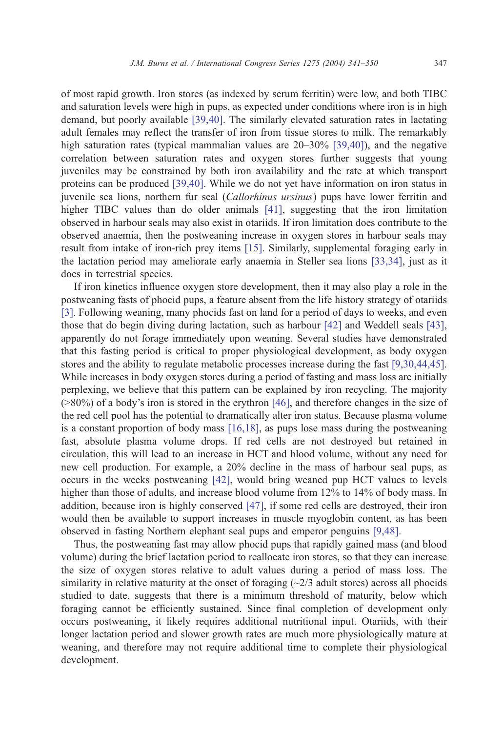of most rapid growth. Iron stores (as indexed by serum ferritin) were low, and both TIBC and saturation levels were high in pups, as expected under conditions where iron is in high demand, but poorly available [39,40]. The similarly elevated saturation rates in lactating adult females may reflect the transfer of iron from tissue stores to milk. The remarkably high saturation rates (typical mammalian values are 20–30% [39,40]), and the negative correlation between saturation rates and oxygen stores further suggests that young juveniles may be constrained by both iron availability and the rate at which transport proteins can be produced [39,40]. While we do not yet have information on iron status in juvenile sea lions, northern fur seal (*Callorhinus ursinus*) pups have lower ferritin and higher TIBC values than do older animals [41], suggesting that the iron limitation observed in harbour seals may also exist in otariids. If iron limitation does contribute to the observed anaemia, then the postweaning increase in oxygen stores in harbour seals may result from intake of iron-rich prey items [15]. Similarly, supplemental foraging early in the lactation period may ameliorate early anaemia in Steller sea lions [33,34], just as it does in terrestrial species.

If iron kinetics influence oxygen store development, then it may also play a role in the postweaning fasts of phocid pups, a feature absent from the life history strategy of otariids [3]. Following weaning, many phocids fast on land for a period of days to weeks, and even those that do begin diving during lactation, such as harbour [42] and Weddell seals [43], apparently do not forage immediately upon weaning. Several studies have demonstrated that this fasting period is critical to proper physiological development, as body oxygen stores and the ability to regulate metabolic processes increase during the fast [9,30,44,45]. While increases in body oxygen stores during a period of fasting and mass loss are initially perplexing, we believe that this pattern can be explained by iron recycling. The majority (>80%) of a body's iron is stored in the erythron [46], and therefore changes in the size of the red cell pool has the potential to dramatically alter iron status. Because plasma volume is a constant proportion of body mass [16,18], as pups lose mass during the postweaning fast, absolute plasma volume drops. If red cells are not destroyed but retained in circulation, this will lead to an increase in HCT and blood volume, without any need for new cell production. For example, a 20% decline in the mass of harbour seal pups, as occurs in the weeks postweaning [42], would bring weaned pup HCT values to levels higher than those of adults, and increase blood volume from 12% to 14% of body mass. In addition, because iron is highly conserved [47], if some red cells are destroyed, their iron would then be available to support increases in muscle myoglobin content, as has been observed in fasting Northern elephant seal pups and emperor penguins [9,48].

Thus, the postweaning fast may allow phocid pups that rapidly gained mass (and blood volume) during the brief lactation period to reallocate iron stores, so that they can increase the size of oxygen stores relative to adult values during a period of mass loss. The similarity in relative maturity at the onset of foraging (~2/3 adult stores) across all phocids studied to date, suggests that there is a minimum threshold of maturity, below which foraging cannot be efficiently sustained. Since final completion of development only occurs postweaning, it likely requires additional nutritional input. Otariids, with their longer lactation period and slower growth rates are much more physiologically mature at weaning, and therefore may not require additional time to complete their physiological development.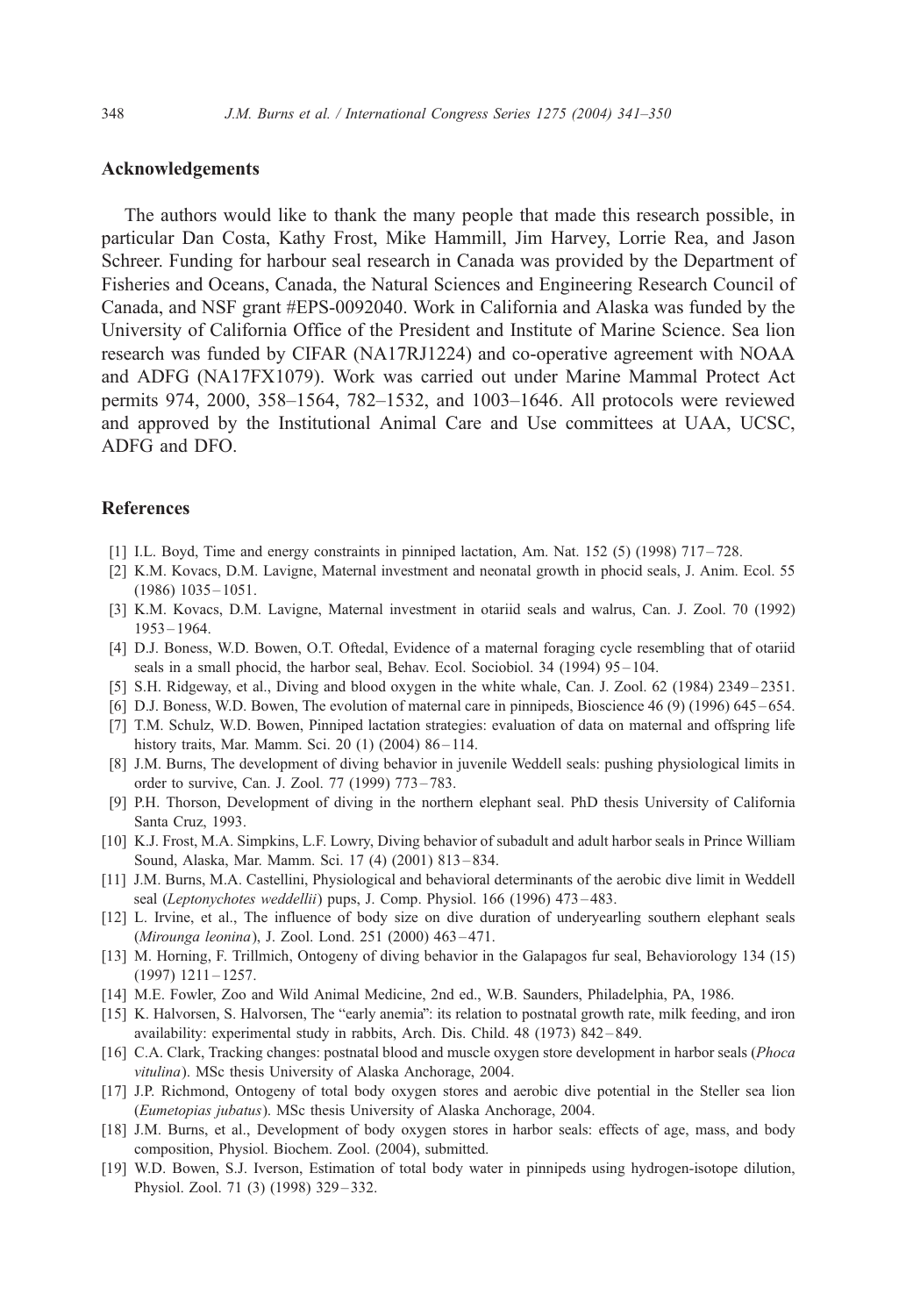## Acknowledgements

The authors would like to thank the many people that made this research possible, in particular Dan Costa, Kathy Frost, Mike Hammill, Jim Harvey, Lorrie Rea, and Jason Schreer. Funding for harbour seal research in Canada was provided by the Department of Fisheries and Oceans, Canada, the Natural Sciences and Engineering Research Council of Canada, and NSF grant #EPS-0092040. Work in California and Alaska was funded by the University of California Office of the President and Institute of Marine Science. Sea lion research was funded by CIFAR (NA17RJ1224) and co-operative agreement with NOAA and ADFG (NA17FX1079). Work was carried out under Marine Mammal Protect Act permits 974, 2000, 358–1564, 782–1532, and 1003–1646. All protocols were reviewed and approved by the Institutional Animal Care and Use committees at UAA, UCSC, ADFG and DFO.

## References

[1] I.L. Boyd, Time and energy constraints in pinniped lactation, Am. Nat. 152 (5) (1998) 717–728.

[2] K.M. Kovacs, D.M. Lavigne, Maternal investment and neonatal growth in phocid seals, J. Anim. Ecol. 55 (1986) 1035–1051.

[3] K.M. Kovacs, D.M. Lavigne, Maternal investment in otariid seals and walrus, Can. J. Zool. 70 (1992) 1953–1964.

[4] D.J. Boness, W.D. Bowen, O.T. Oftedal, Evidence of a maternal foraging cycle resembling that of otariid seals in a small phocid, the harbor seal, Behav. Ecol. Sociobiol. 34 (1994) 95–104.

[5] S.H. Ridgeway, et al., Diving and blood oxygen in the white whale, Can. J. Zool. 62 (1984) 2349–2351.

[6] D.J. Boness, W.D. Bowen, The evolution of maternal care in pinnipeds, Bioscience 46 (9) (1996) 645–654.

[7] T.M. Schulz, W.D. Bowen, Pinniped lactation strategies: evaluation of data on maternal and offspring life history traits, Mar. Mamm. Sci. 20 (1) (2004) 86–114.

[8] J.M. Burns, The development of diving behavior in juvenile Weddell seals: pushing physiological limits in order to survive, Can. J. Zool. 77 (1999) 773–783.

[9] P.H. Thorson, Development of diving in the northern elephant seal. PhD thesis University of California Santa Cruz, 1993.

[10] K.J. Frost, M.A. Simpkins, L.F. Lowry, Diving behavior of subadult and adult harbor seals in Prince William Sound, Alaska, Mar. Mamm. Sci. 17 (4) (2001) 813–834.

[11] J.M. Burns, M.A. Castellini, Physiological and behavioral determinants of the aerobic dive limit in Weddell seal (*Leptonychotes weddellii*) pups, J. Comp. Physiol. 166 (1996) 473–483.

[12] L. Irvine, et al., The influence of body size on dive duration of underyearling southern elephant seals (*Mirounga leonina*), J. Zool. Lond. 251 (2000) 463–471.

[13] M. Horning, F. Trillmich, Ontogeny of diving behavior in the Galapagos fur seal, Behaviorology 134 (15) (1997) 1211–1257.

[14] M.E. Fowler, Zoo and Wild Animal Medicine, 2nd ed., W.B. Saunders, Philadelphia, PA, 1986.

[15] K. Halvorsen, S. Halvorsen, The "early anemia": its relation to postnatal growth rate, milk feeding, and iron availability: experimental study in rabbits, Arch. Dis. Child. 48 (1973) 842–849.

[16] C.A. Clark, Tracking changes: postnatal blood and muscle oxygen store development in harbor seals (*Phoca vitulina*). MSc thesis University of Alaska Anchorage, 2004.

[17] J.P. Richmond, Ontogeny of total body oxygen stores and aerobic dive potential in the Steller sea lion (*Eumetopias jubatus*). MSc thesis University of Alaska Anchorage, 2004.

[18] J.M. Burns, et al., Development of body oxygen stores in harbor seals: effects of age, mass, and body composition, Physiol. Biochem. Zool. (2004), submitted.

[19] W.D. Bowen, S.J. Iverson, Estimation of total body water in pinnipeds using hydrogen-isotope dilution, Physiol. Zool. 71 (3) (1998) 329–332.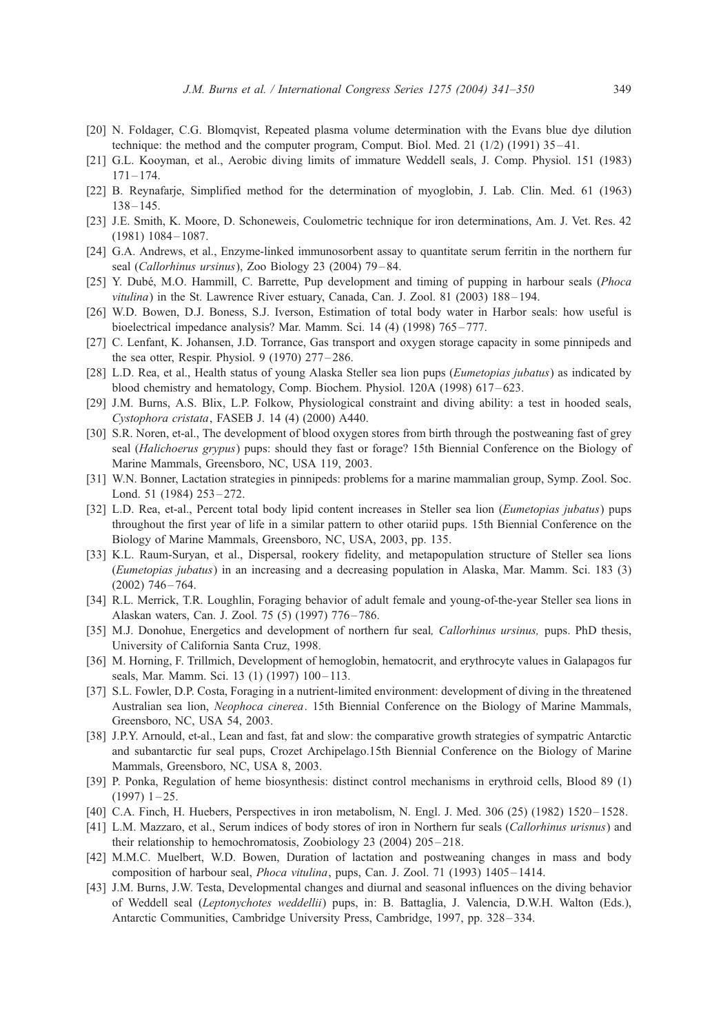[20] N. Foldager, C.G. Blomqvist, Repeated plasma volume determination with the Evans blue dye dilution technique: the method and the computer program, Comput. Biol. Med. 21 (1/2) (1991) 35–41.

[21] G.L. Kooyman, et al., Aerobic diving limits of immature Weddell seals, J. Comp. Physiol. 151 (1983) 171–174.

[22] B. Reynafarje, Simplified method for the determination of myoglobin, J. Lab. Clin. Med. 61 (1963) 138–145.

[23] J.E. Smith, K. Moore, D. Schoneweis, Coulometric technique for iron determinations, Am. J. Vet. Res. 42 (1981) 1084–1087.

[24] G.A. Andrews, et al., Enzyme-linked immunosorbent assay to quantitate serum ferritin in the northern fur seal (*Callorhinus ursinus*), Zoo Biology 23 (2004) 79–84.

[25] Y. Dubé, M.O. Hammill, C. Barrette, Pup development and timing of pupping in harbour seals (*Phoca vitulina*) in the St. Lawrence River estuary, Canada, Can. J. Zool. 81 (2003) 188–194.

[26] W.D. Bowen, D.J. Boness, S.J. Iverson, Estimation of total body water in Harbor seals: how useful is bioelectrical impedance analysis? Mar. Mamm. Sci. 14 (4) (1998) 765–777.

[27] C. Lenfant, K. Johansen, J.D. Torrance, Gas transport and oxygen storage capacity in some pinnipeds and the sea otter, Respir. Physiol. 9 (1970) 277–286.

[28] L.D. Rea, et al., Health status of young Alaska Steller sea lion pups (*Eumetopias jubatus*) as indicated by blood chemistry and hematology, Comp. Biochem. Physiol. 120A (1998) 617–623.

[29] J.M. Burns, A.S. Blix, L.P. Folkow, Physiological constraint and diving ability: a test in hooded seals, *Cystophora cristata*, FASEB J. 14 (4) (2000) A440.

[30] S.R. Noren, et-al., The development of blood oxygen stores from birth through the postweaning fast of grey seal (*Halichoerus grypus*) pups: should they fast or forage? 15th Biennial Conference on the Biology of Marine Mammals, Greensboro, NC, USA 119, 2003.

[31] W.N. Bonner, Lactation strategies in pinnipeds: problems for a marine mammalian group, Symp. Zool. Soc. Lond. 51 (1984) 253–272.

[32] L.D. Rea, et-al., Percent total body lipid content increases in Steller sea lion (*Eumetopias jubatus*) pups throughout the first year of life in a similar pattern to other otariid pups. 15th Biennial Conference on the Biology of Marine Mammals, Greensboro, NC, USA, 2003, pp. 135.

[33] K.L. Raum-Suryan, et al., Dispersal, rookery fidelity, and metapopulation structure of Steller sea lions (*Eumetopias jubatus*) in an increasing and a decreasing population in Alaska, Mar. Mamm. Sci. 183 (3) (2002) 746–764.

[34] R.L. Merrick, T.R. Loughlin, Foraging behavior of adult female and young-of-the-year Steller sea lions in Alaskan waters, Can. J. Zool. 75 (5) (1997) 776–786.

[35] M.J. Donohue, Energetics and development of northern fur seal*, Callorhinus ursinus,* pups. PhD thesis, University of California Santa Cruz, 1998.

[36] M. Horning, F. Trillmich, Development of hemoglobin, hematocrit, and erythrocyte values in Galapagos fur seals, Mar. Mamm. Sci. 13 (1) (1997) 100–113.

[37] S.L. Fowler, D.P. Costa, Foraging in a nutrient-limited environment: development of diving in the threatened Australian sea lion, *Neophoca cinerea*. 15th Biennial Conference on the Biology of Marine Mammals, Greensboro, NC, USA 54, 2003.

[38] J.P.Y. Arnould, et-al., Lean and fast, fat and slow: the comparative growth strategies of sympatric Antarctic and subantarctic fur seal pups, Crozet Archipelago.15th Biennial Conference on the Biology of Marine Mammals, Greensboro, NC, USA 8, 2003.

[39] P. Ponka, Regulation of heme biosynthesis: distinct control mechanisms in erythroid cells, Blood 89 (1) (1997) 1–25.

[40] C.A. Finch, H. Huebers, Perspectives in iron metabolism, N. Engl. J. Med. 306 (25) (1982) 1520–1528.

[41] L.M. Mazzaro, et al., Serum indices of body stores of iron in Northern fur seals (*Callorhinus urisnus*) and their relationship to hemochromatosis, Zoobiology 23 (2004) 205–218.

[42] M.M.C. Muelbert, W.D. Bowen, Duration of lactation and postweaning changes in mass and body composition of harbour seal, *Phoca vitulina*, pups, Can. J. Zool. 71 (1993) 1405–1414.

[43] J.M. Burns, J.W. Testa, Developmental changes and diurnal and seasonal influences on the diving behavior of Weddell seal (*Leptonychotes weddellii*) pups, in: B. Battaglia, J. Valencia, D.W.H. Walton (Eds.), Antarctic Communities, Cambridge University Press, Cambridge, 1997, pp. 328–334.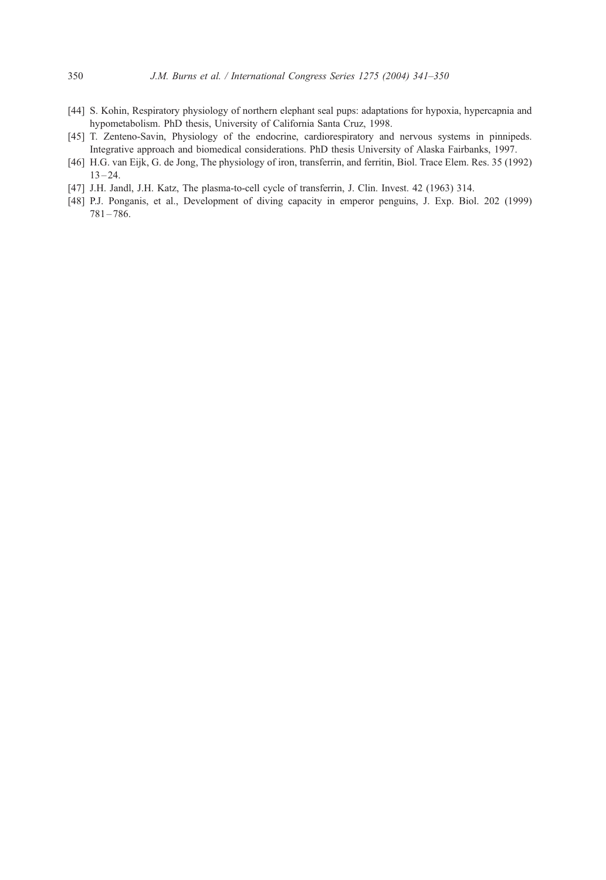[44] S. Kohin, Respiratory physiology of northern elephant seal pups: adaptations for hypoxia, hypercapnia and hypometabolism. PhD thesis, University of California Santa Cruz, 1998.

[45] T. Zenteno-Savin, Physiology of the endocrine, cardiorespiratory and nervous systems in pinnipeds. Integrative approach and biomedical considerations. PhD thesis University of Alaska Fairbanks, 1997.

[46] H.G. van Eijk, G. de Jong, The physiology of iron, transferrin, and ferritin, Biol. Trace Elem. Res. 35 (1992) 13–24.

[47] J.H. Jandl, J.H. Katz, The plasma-to-cell cycle of transferrin, J. Clin. Invest. 42 (1963) 314.

[48] P.J. Ponganis, et al., Development of diving capacity in emperor penguins, J. Exp. Biol. 202 (1999) 781–786.